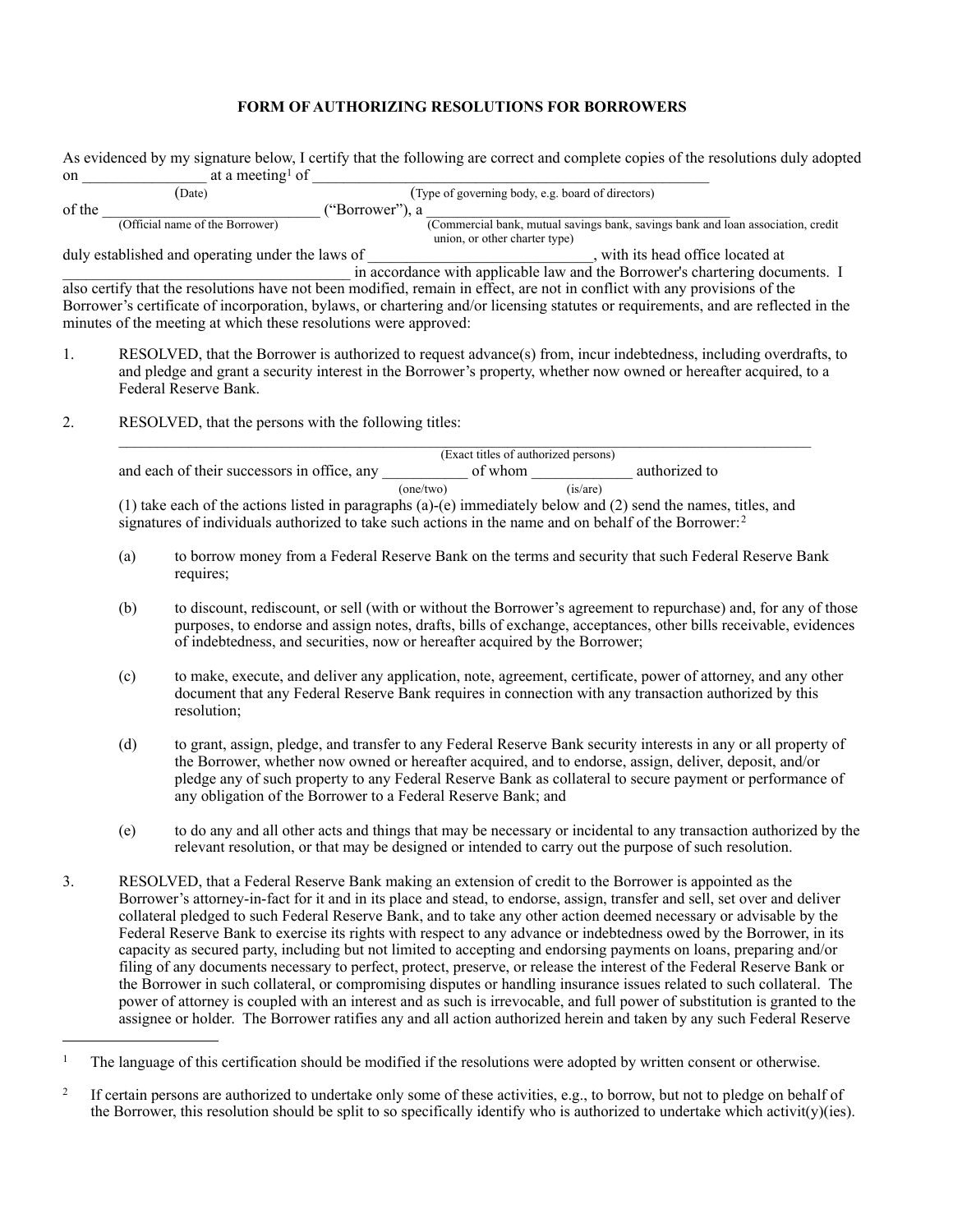# FORM OF AUTHORIZING RESOLUTIONS FOR BORROWERS

As evidenced by my signature below, I certify that the following are correct and complete copies of the resolutions duly adopted on ________________ (Date) at a meeting[1] of ____________________________________________________ (Type of governing body, e.g. board of directors) of the ______________________________ (Official name of the Borrower) ("Borrower"), a __________________________________________ (Commercial bank, mutual savings bank, savings bank and loan association, credit union, or other charter type) duly established and operating under the laws of ____________________________, with its head office located at ______________________________________ in accordance with applicable law and the Borrower's chartering documents. I also certify that the resolutions have not been modified, remain in effect, are not in conflict with any provisions of the Borrower's certificate of incorporation, bylaws, or chartering and/or licensing statutes or requirements, and are reflected in the minutes of the meeting at which these resolutions were approved:

1. RESOLVED, that the Borrower is authorized to request advance(s) from, incur indebtedness, including overdrafts, to and pledge and grant a security interest in the Borrower's property, whether now owned or hereafter acquired, to a Federal Reserve Bank.

2. RESOLVED, that the persons with the following titles:

   ________________________________________________________________________________
   (Exact titles of authorized persons)

   and each of their successors in office, any ___________ (one/two) of whom _____________ (is/are) authorized to (1) take each of the actions listed in paragraphs (a)-(e) immediately below and (2) send the names, titles, and signatures of individuals authorized to take such actions in the name and on behalf of the Borrower:[2]

   (a) to borrow money from a Federal Reserve Bank on the terms and security that such Federal Reserve Bank requires;

   (b) to discount, rediscount, or sell (with or without the Borrower's agreement to repurchase) and, for any of those purposes, to endorse and assign notes, drafts, bills of exchange, acceptances, other bills receivable, evidences of indebtedness, and securities, now or hereafter acquired by the Borrower;

   (c) to make, execute, and deliver any application, note, agreement, certificate, power of attorney, and any other document that any Federal Reserve Bank requires in connection with any transaction authorized by this resolution;

   (d) to grant, assign, pledge, and transfer to any Federal Reserve Bank security interests in any or all property of the Borrower, whether now owned or hereafter acquired, and to endorse, assign, deliver, deposit, and/or pledge any of such property to any Federal Reserve Bank as collateral to secure payment or performance of any obligation of the Borrower to a Federal Reserve Bank; and

   (e) to do any and all other acts and things that may be necessary or incidental to any transaction authorized by the relevant resolution, or that may be designed or intended to carry out the purpose of such resolution.

3. RESOLVED, that a Federal Reserve Bank making an extension of credit to the Borrower is appointed as the Borrower's attorney-in-fact for it and in its place and stead, to endorse, assign, transfer and sell, set over and deliver collateral pledged to such Federal Reserve Bank, and to take any other action deemed necessary or advisable by the Federal Reserve Bank to exercise its rights with respect to any advance or indebtedness owed by the Borrower, in its capacity as secured party, including but not limited to accepting and endorsing payments on loans, preparing and/or filing of any documents necessary to perfect, protect, preserve, or release the interest of the Federal Reserve Bank or the Borrower in such collateral, or compromising disputes or handling insurance issues related to such collateral. The power of attorney is coupled with an interest and as such is irrevocable, and full power of substitution is granted to the assignee or holder. The Borrower ratifies any and all action authorized herein and taken by any such Federal Reserve

---

[1] The language of this certification should be modified if the resolutions were adopted by written consent or otherwise.

[2] If certain persons are authorized to undertake only some of these activities, e.g., to borrow, but not to pledge on behalf of the Borrower, this resolution should be split to so specifically identify who is authorized to undertake which activit(y)(ies).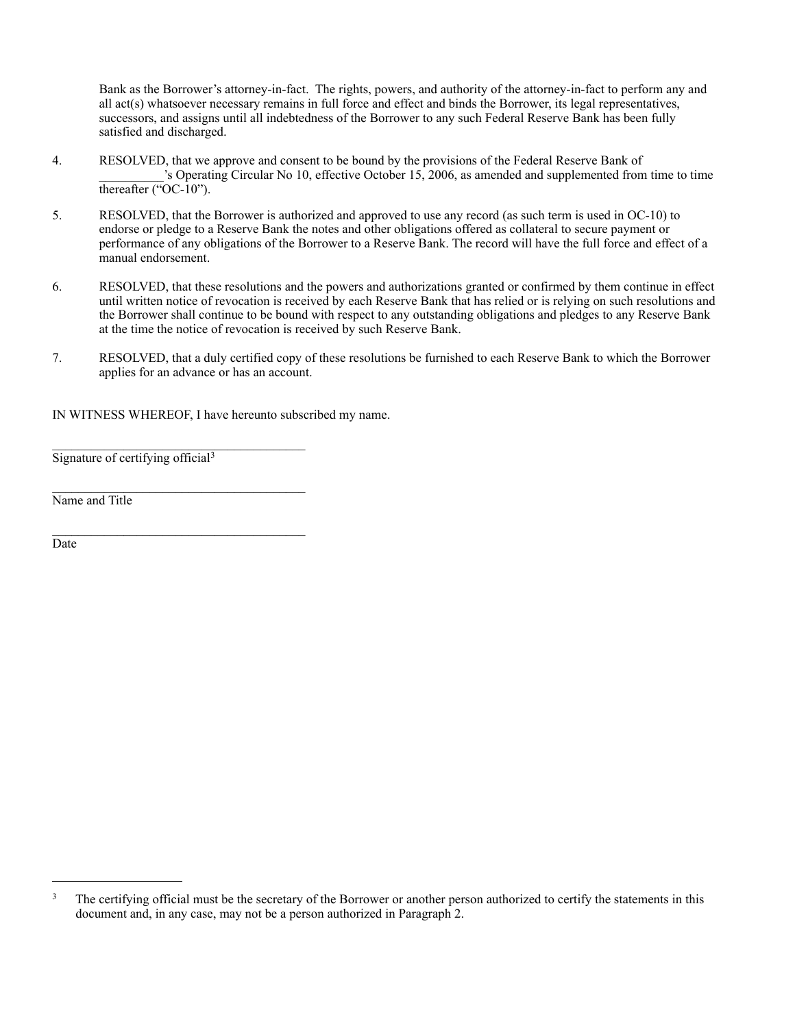Bank as the Borrower's attorney-in-fact. The rights, powers, and authority of the attorney-in-fact to perform any and all act(s) whatsoever necessary remains in full force and effect and binds the Borrower, its legal representatives, successors, and assigns until all indebtedness of the Borrower to any such Federal Reserve Bank has been fully satisfied and discharged.

4. RESOLVED, that we approve and consent to be bound by the provisions of the Federal Reserve Bank of __________'s Operating Circular No 10, effective October 15, 2006, as amended and supplemented from time to time thereafter ("OC-10").

5. RESOLVED, that the Borrower is authorized and approved to use any record (as such term is used in OC-10) to endorse or pledge to a Reserve Bank the notes and other obligations offered as collateral to secure payment or performance of any obligations of the Borrower to a Reserve Bank. The record will have the full force and effect of a manual endorsement.

6. RESOLVED, that these resolutions and the powers and authorizations granted or confirmed by them continue in effect until written notice of revocation is received by each Reserve Bank that has relied or is relying on such resolutions and the Borrower shall continue to be bound with respect to any outstanding obligations and pledges to any Reserve Bank at the time the notice of revocation is received by such Reserve Bank.

7. RESOLVED, that a duly certified copy of these resolutions be furnished to each Reserve Bank to which the Borrower applies for an advance or has an account.

IN WITNESS WHEREOF, I have hereunto subscribed my name.

________________________________________
Signature of certifying official[3]

________________________________________
Name and Title

________________________________________
Date

---

[3] The certifying official must be the secretary of the Borrower or another person authorized to certify the statements in this document and, in any case, may not be a person authorized in Paragraph 2.